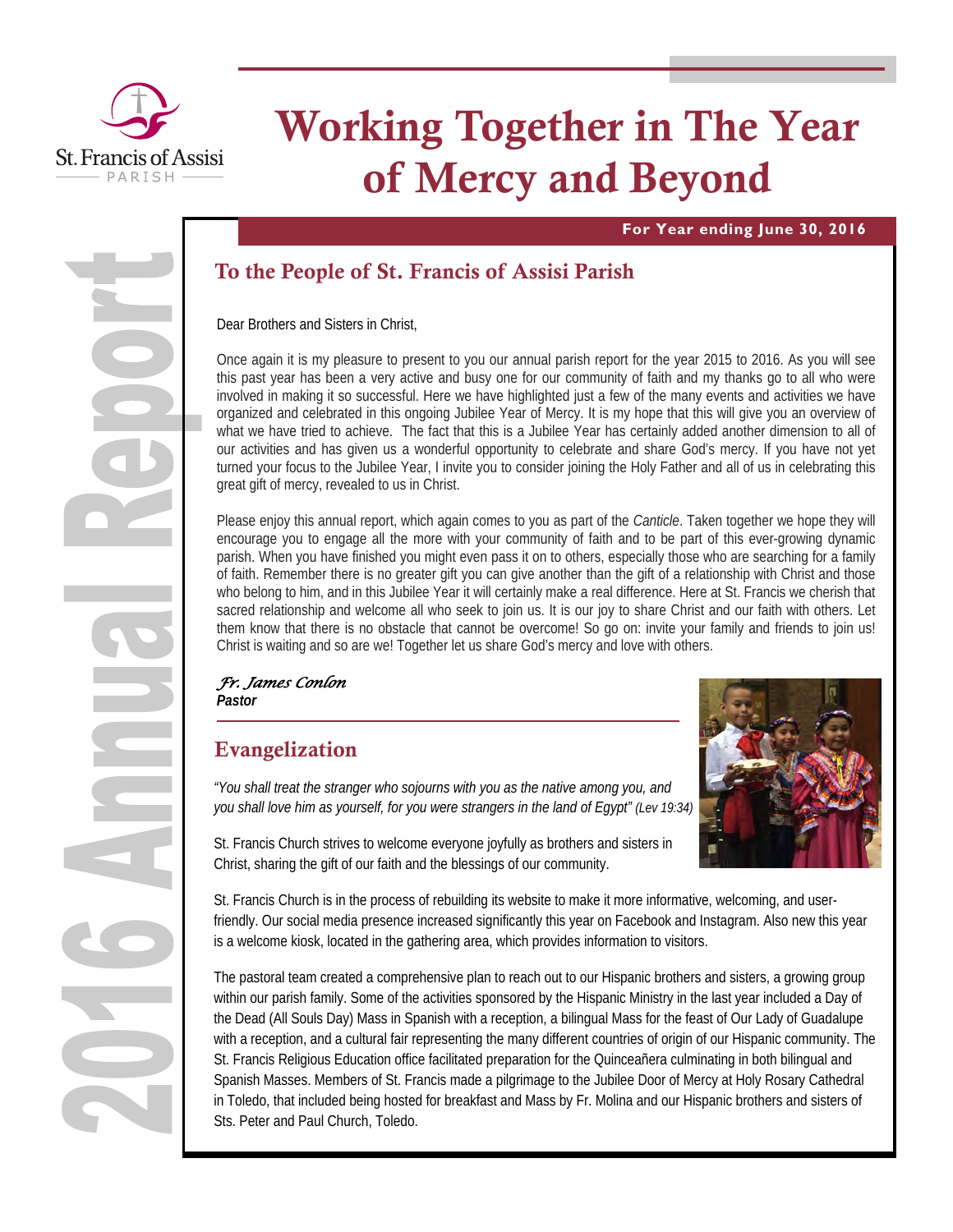St. Francis of Assisi PARISH

# Working Together in The Year of Mercy and Beyond

**For Year ending June 30, 2016**

2016 Annual Report

## To the People of St. Francis of Assisi Parish

Dear Brothers and Sisters in Christ,

Once again it is my pleasure to present to you our annual parish report for the year 2015 to 2016. As you will see this past year has been a very active and busy one for our community of faith and my thanks go to all who were involved in making it so successful. Here we have highlighted just a few of the many events and activities we have organized and celebrated in this ongoing Jubilee Year of Mercy. It is my hope that this will give you an overview of what we have tried to achieve. The fact that this is a Jubilee Year has certainly added another dimension to all of our activities and has given us a wonderful opportunity to celebrate and share God's mercy. If you have not yet turned your focus to the Jubilee Year, I invite you to consider joining the Holy Father and all of us in celebrating this great gift of mercy, revealed to us in Christ.

Please enjoy this annual report, which again comes to you as part of the *Canticle*. Taken together we hope they will encourage you to engage all the more with your community of faith and to be part of this ever-growing dynamic parish. When you have finished you might even pass it on to others, especially those who are searching for a family of faith. Remember there is no greater gift you can give another than the gift of a relationship with Christ and those who belong to him, and in this Jubilee Year it will certainly make a real difference. Here at St. Francis we cherish that sacred relationship and welcome all who seek to join us. It is our joy to share Christ and our faith with others. Let them know that there is no obstacle that cannot be overcome! So go on: invite your family and friends to join us! Christ is waiting and so are we! Together let us share God's mercy and love with others.

*Fr. James Conlon*
***Pastor***

## Evangelization

*"You shall treat the stranger who sojourns with you as the native among you, and you shall love him as yourself, for you were strangers in the land of Egypt" (Lev 19:34)*

St. Francis Church strives to welcome everyone joyfully as brothers and sisters in Christ, sharing the gift of our faith and the blessings of our community.

St. Francis Church is in the process of rebuilding its website to make it more informative, welcoming, and user-friendly. Our social media presence increased significantly this year on Facebook and Instagram. Also new this year is a welcome kiosk, located in the gathering area, which provides information to visitors.

The pastoral team created a comprehensive plan to reach out to our Hispanic brothers and sisters, a growing group within our parish family. Some of the activities sponsored by the Hispanic Ministry in the last year included a Day of the Dead (All Souls Day) Mass in Spanish with a reception, a bilingual Mass for the feast of Our Lady of Guadalupe with a reception, and a cultural fair representing the many different countries of origin of our Hispanic community. The St. Francis Religious Education office facilitated preparation for the Quinceañera culminating in both bilingual and Spanish Masses. Members of St. Francis made a pilgrimage to the Jubilee Door of Mercy at Holy Rosary Cathedral in Toledo, that included being hosted for breakfast and Mass by Fr. Molina and our Hispanic brothers and sisters of Sts. Peter and Paul Church, Toledo.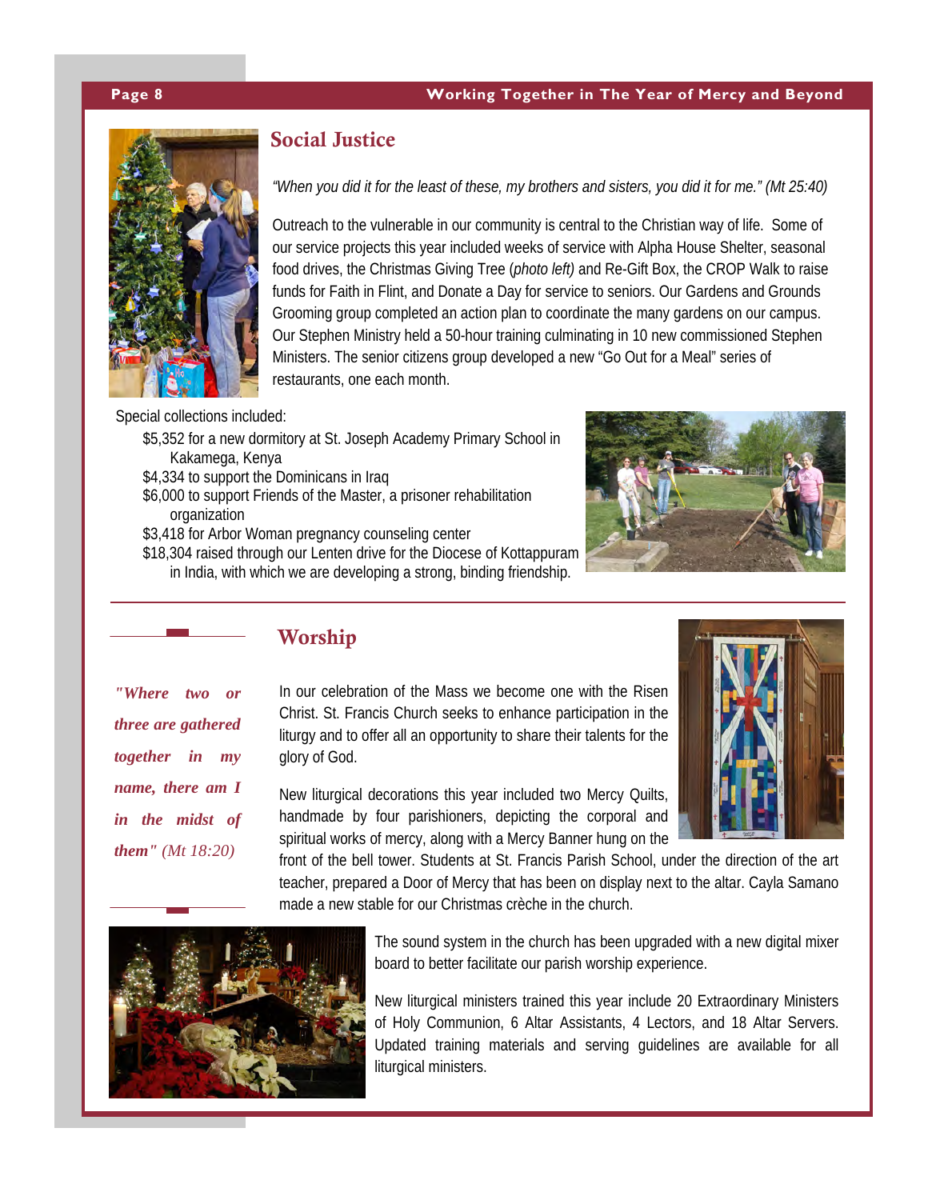## Social Justice

*"When you did it for the least of these, my brothers and sisters, you did it for me." (Mt 25:40)*

Outreach to the vulnerable in our community is central to the Christian way of life. Some of our service projects this year included weeks of service with Alpha House Shelter, seasonal food drives, the Christmas Giving Tree (*photo left)* and Re-Gift Box, the CROP Walk to raise funds for Faith in Flint, and Donate a Day for service to seniors. Our Gardens and Grounds Grooming group completed an action plan to coordinate the many gardens on our campus. Our Stephen Ministry held a 50-hour training culminating in 10 new commissioned Stephen Ministers. The senior citizens group developed a new "Go Out for a Meal" series of restaurants, one each month.

Special collections included:

- $5,352 for a new dormitory at St. Joseph Academy Primary School in Kakamega, Kenya
- $4,334 to support the Dominicans in Iraq
- $6,000 to support Friends of the Master, a prisoner rehabilitation organization
- $3,418 for Arbor Woman pregnancy counseling center
- $18,304 raised through our Lenten drive for the Diocese of Kottappuram in India, with which we are developing a strong, binding friendship.

## Worship

***"Where two or three are gathered together in my name, there am I in the midst of them"** (Mt 18:20)*

In our celebration of the Mass we become one with the Risen Christ. St. Francis Church seeks to enhance participation in the liturgy and to offer all an opportunity to share their talents for the glory of God.

New liturgical decorations this year included two Mercy Quilts, handmade by four parishioners, depicting the corporal and spiritual works of mercy, along with a Mercy Banner hung on the front of the bell tower. Students at St. Francis Parish School, under the direction of the art teacher, prepared a Door of Mercy that has been on display next to the altar. Cayla Samano made a new stable for our Christmas crèche in the church.

The sound system in the church has been upgraded with a new digital mixer board to better facilitate our parish worship experience.

New liturgical ministers trained this year include 20 Extraordinary Ministers of Holy Communion, 6 Altar Assistants, 4 Lectors, and 18 Altar Servers. Updated training materials and serving guidelines are available for all liturgical ministers.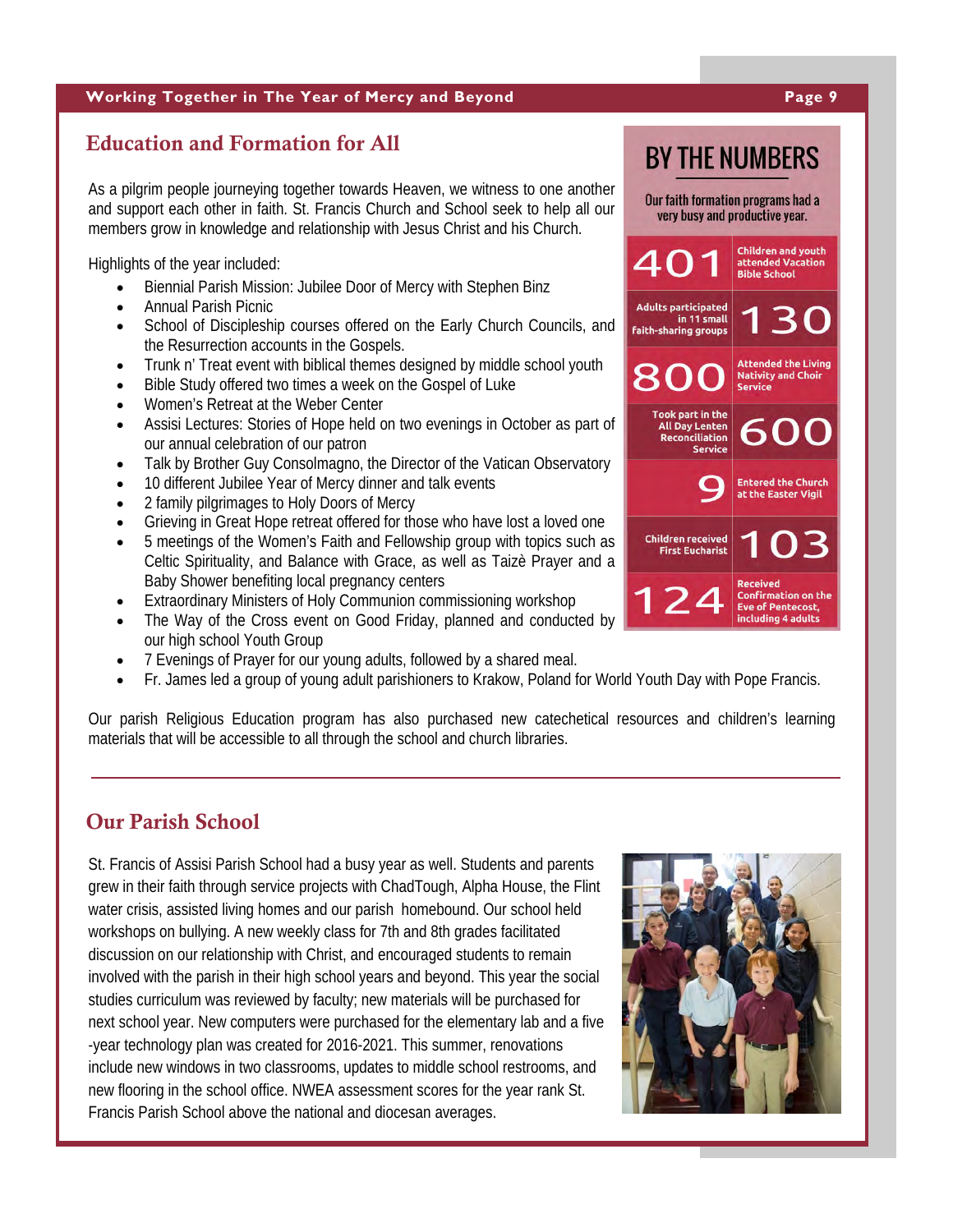## Education and Formation for All

As a pilgrim people journeying together towards Heaven, we witness to one another and support each other in faith. St. Francis Church and School seek to help all our members grow in knowledge and relationship with Jesus Christ and his Church.

Highlights of the year included:

- Biennial Parish Mission: Jubilee Door of Mercy with Stephen Binz
- Annual Parish Picnic
- School of Discipleship courses offered on the Early Church Councils, and the Resurrection accounts in the Gospels.
- Trunk n' Treat event with biblical themes designed by middle school youth
- Bible Study offered two times a week on the Gospel of Luke
- Women's Retreat at the Weber Center
- Assisi Lectures: Stories of Hope held on two evenings in October as part of our annual celebration of our patron
- Talk by Brother Guy Consolmagno, the Director of the Vatican Observatory
- 10 different Jubilee Year of Mercy dinner and talk events
- 2 family pilgrimages to Holy Doors of Mercy
- Grieving in Great Hope retreat offered for those who have lost a loved one
- 5 meetings of the Women's Faith and Fellowship group with topics such as Celtic Spirituality, and Balance with Grace, as well as Taizè Prayer and a Baby Shower benefiting local pregnancy centers
- Extraordinary Ministers of Holy Communion commissioning workshop
- The Way of the Cross event on Good Friday, planned and conducted by our high school Youth Group
- 7 Evenings of Prayer for our young adults, followed by a shared meal.
- Fr. James led a group of young adult parishioners to Krakow, Poland for World Youth Day with Pope Francis.

### BY THE NUMBERS

Our faith formation programs had a very busy and productive year.

**401** Children and youth attended Vacation Bible School

Adults participated in 11 small faith-sharing groups **130**

**800** Attended the Living Nativity and Choir Service

Took part in the All Day Lenten Reconciliation Service **600**

**9** Entered the Church at the Easter Vigil

Children received First Eucharist **103**

**124** Received Confirmation on the Eve of Pentecost, including 4 adults

Our parish Religious Education program has also purchased new catechetical resources and children's learning materials that will be accessible to all through the school and church libraries.

## Our Parish School

St. Francis of Assisi Parish School had a busy year as well. Students and parents grew in their faith through service projects with ChadTough, Alpha House, the Flint water crisis, assisted living homes and our parish homebound. Our school held workshops on bullying. A new weekly class for 7th and 8th grades facilitated discussion on our relationship with Christ, and encouraged students to remain involved with the parish in their high school years and beyond. This year the social studies curriculum was reviewed by faculty; new materials will be purchased for next school year. New computers were purchased for the elementary lab and a five-year technology plan was created for 2016-2021. This summer, renovations include new windows in two classrooms, updates to middle school restrooms, and new flooring in the school office. NWEA assessment scores for the year rank St. Francis Parish School above the national and diocesan averages.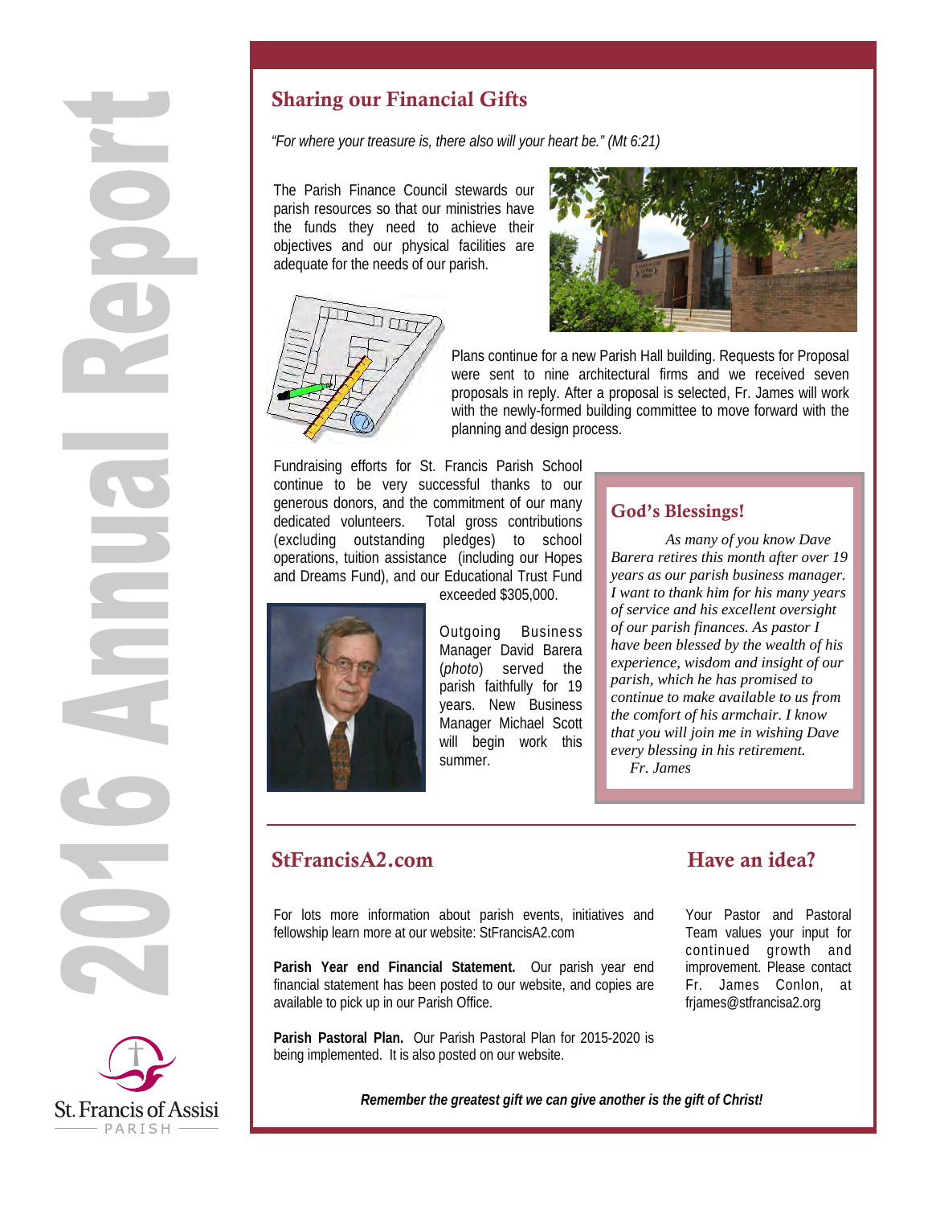## Sharing our Financial Gifts

*"For where your treasure is, there also will your heart be." (Mt 6:21)*

The Parish Finance Council stewards our parish resources so that our ministries have the funds they need to achieve their objectives and our physical facilities are adequate for the needs of our parish.

Plans continue for a new Parish Hall building. Requests for Proposal were sent to nine architectural firms and we received seven proposals in reply. After a proposal is selected, Fr. James will work with the newly-formed building committee to move forward with the planning and design process.

Fundraising efforts for St. Francis Parish School continue to be very successful thanks to our generous donors, and the commitment of our many dedicated volunteers. Total gross contributions (excluding outstanding pledges) to school operations, tuition assistance (including our Hopes and Dreams Fund), and our Educational Trust Fund exceeded $305,000.

Outgoing Business Manager David Barera (*photo*) served the parish faithfully for 19 years. New Business Manager Michael Scott will begin work this summer.

### God's Blessings!

*As many of you know Dave Barera retires this month after over 19 years as our parish business manager. I want to thank him for his many years of service and his excellent oversight of our parish finances. As pastor I have been blessed by the wealth of his experience, wisdom and insight of our parish, which he has promised to continue to make available to us from the comfort of his armchair. I know that you will join me in wishing Dave every blessing in his retirement.*

*Fr. James*

## StFrancisA2.com

For lots more information about parish events, initiatives and fellowship learn more at our website: StFrancisA2.com

**Parish Year end Financial Statement.** Our parish year end financial statement has been posted to our website, and copies are available to pick up in our Parish Office.

**Parish Pastoral Plan.** Our Parish Pastoral Plan for 2015-2020 is being implemented. It is also posted on our website.

## Have an idea?

Your Pastor and Pastoral Team values your input for continued growth and improvement. Please contact Fr. James Conlon, at frjames@stfrancisa2.org

***Remember the greatest gift we can give another is the gift of Christ!***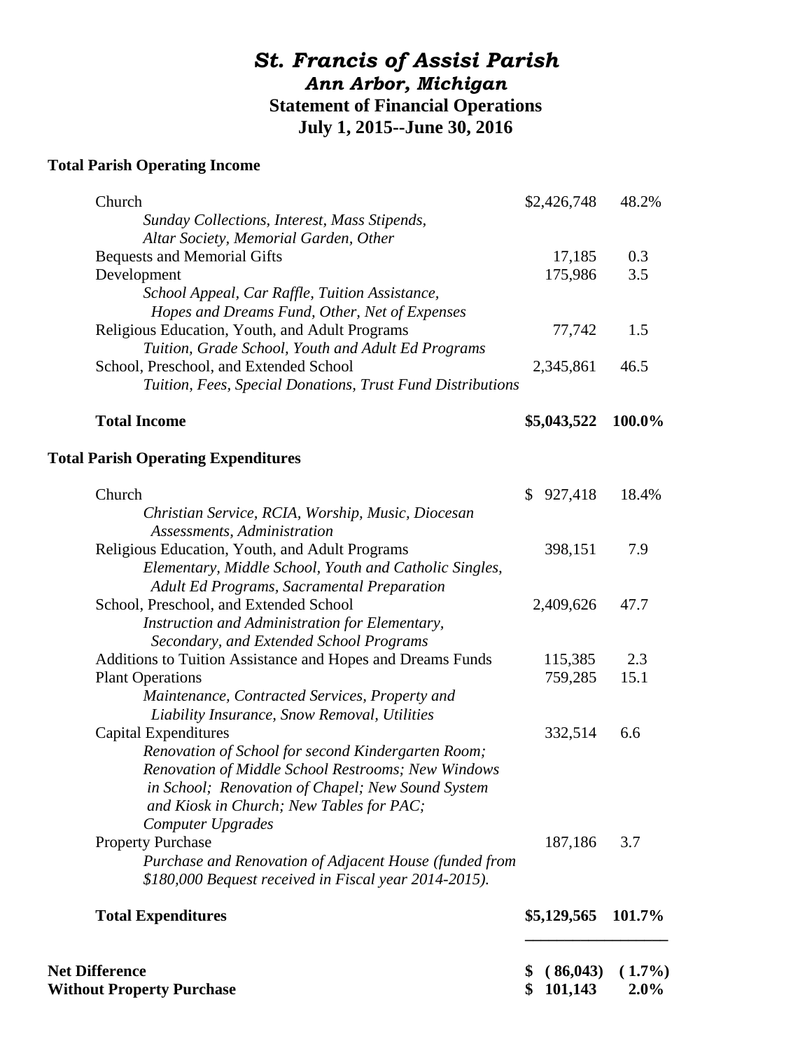# *St. Francis of Assisi Parish*

## *Ann Arbor, Michigan*

## Statement of Financial Operations

## July 1, 2015--June 30, 2016

**Total Parish Operating Income**

| | | |
|---|---|---|
| Church<br>*Sunday Collections, Interest, Mass Stipends, Altar Society, Memorial Garden, Other* | $2,426,748 | 48.2% |
| Bequests and Memorial Gifts | 17,185 | 0.3 |
| Development<br>*School Appeal, Car Raffle, Tuition Assistance, Hopes and Dreams Fund, Other, Net of Expenses* | 175,986 | 3.5 |
| Religious Education, Youth, and Adult Programs<br>*Tuition, Grade School, Youth and Adult Ed Programs* | 77,742 | 1.5 |
| School, Preschool, and Extended School<br>*Tuition, Fees, Special Donations, Trust Fund Distributions* | 2,345,861 | 46.5 |
| **Total Income** | **$5,043,522** | **100.0%** |

**Total Parish Operating Expenditures**

| | | |
|---|---|---|
| Church<br>*Christian Service, RCIA, Worship, Music, Diocesan Assessments, Administration* | $ 927,418 | 18.4% |
| Religious Education, Youth, and Adult Programs<br>*Elementary, Middle School, Youth and Catholic Singles, Adult Ed Programs, Sacramental Preparation* | 398,151 | 7.9 |
| School, Preschool, and Extended School<br>*Instruction and Administration for Elementary, Secondary, and Extended School Programs* | 2,409,626 | 47.7 |
| Additions to Tuition Assistance and Hopes and Dreams Funds | 115,385 | 2.3 |
| Plant Operations<br>*Maintenance, Contracted Services, Property and Liability Insurance, Snow Removal, Utilities* | 759,285 | 15.1 |
| Capital Expenditures<br>*Renovation of School for second Kindergarten Room; Renovation of Middle School Restrooms; New Windows in School; Renovation of Chapel; New Sound System and Kiosk in Church; New Tables for PAC; Computer Upgrades* | 332,514 | 6.6 |
| Property Purchase<br>*Purchase and Renovation of Adjacent House (funded from $180,000 Bequest received in Fiscal year 2014-2015).* | 187,186 | 3.7 |
| **Total Expenditures** | **$5,129,565** | **101.7%** |

| | | |
|---|---|---|
| **Net Difference** | **$ ( 86,043)** | **( 1.7%)** |
| **Without Property Purchase** | **$ 101,143** | **2.0%** |